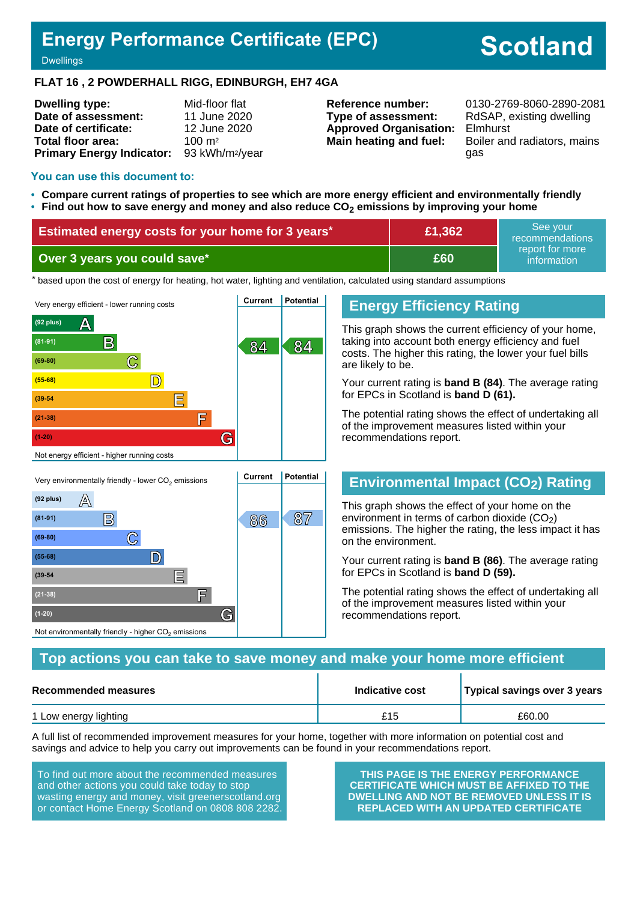# Energy Performance Certificate (EPC)

Dwellings

**Scotland**

**FLAT 16 , 2 POWDERHALL RIGG, EDINBURGH, EH7 4GA**

| | | | |
|---|---|---|---|
| **Dwelling type:** | Mid-floor flat | **Reference number:** | 0130-2769-8060-2890-2081 |
| **Date of assessment:** | 11 June 2020 | **Type of assessment:** | RdSAP, existing dwelling |
| **Date of certificate:** | 12 June 2020 | **Approved Organisation:** | Elmhurst |
| **Total floor area:** | 100 m² | **Main heating and fuel:** | Boiler and radiators, mains gas |
| **Primary Energy Indicator:** | 93 kWh/m²/year | | |

## You can use this document to:

- **Compare current ratings of properties to see which are more energy efficient and environmentally friendly**
- **Find out how to save energy and money and also reduce $CO_2$ emissions by improving your home**

| | | |
|---|---|---|
| **Estimated energy costs for your home for 3 years*** | **£1,362** | See your recommendations report for more information |
| **Over 3 years you could save*** | **£60** | |

* based upon the cost of energy for heating, hot water, lighting and ventilation, calculated using standard assumptions

| Very energy efficient - lower running costs | Current | Potential |
|---|---|---|
| (92 plus) A | | |
| (81-91) B | 84 | 84 |
| (69-80) C | | |
| (55-68) D | | |
| (39-54 E | | |
| (21-38) F | | |
| (1-20) G | | |
| Not energy efficient - higher running costs | | |

## Energy Efficiency Rating

This graph shows the current efficiency of your home, taking into account both energy efficiency and fuel costs. The higher this rating, the lower your fuel bills are likely to be.

Your current rating is **band B (84)**. The average rating for EPCs in Scotland is **band D (61).**

The potential rating shows the effect of undertaking all of the improvement measures listed within your recommendations report.

| Very environmentally friendly - lower $CO_2$ emissions | Current | Potential |
|---|---|---|
| (92 plus) A | | |
| (81-91) B | 86 | 87 |
| (69-80) C | | |
| (55-68) D | | |
| (39-54 E | | |
| (21-38) F | | |
| (1-20) G | | |
| Not environmentally friendly - higher $CO_2$ emissions | | |

## Environmental Impact ($CO_2$) Rating

This graph shows the effect of your home on the environment in terms of carbon dioxide ($CO_2$) emissions. The higher the rating, the less impact it has on the environment.

Your current rating is **band B (86)**. The average rating for EPCs in Scotland is **band D (59).**

The potential rating shows the effect of undertaking all of the improvement measures listed within your recommendations report.

## Top actions you can take to save money and make your home more efficient

| Recommended measures | Indicative cost | Typical savings over 3 years |
|---|---|---|
| 1 Low energy lighting | £15 | £60.00 |

A full list of recommended improvement measures for your home, together with more information on potential cost and savings and advice to help you carry out improvements can be found in your recommendations report.

To find out more about the recommended measures and other actions you could take today to stop wasting energy and money, visit greenerscotland.org or contact Home Energy Scotland on 0808 808 2282.

**THIS PAGE IS THE ENERGY PERFORMANCE CERTIFICATE WHICH MUST BE AFFIXED TO THE DWELLING AND NOT BE REMOVED UNLESS IT IS REPLACED WITH AN UPDATED CERTIFICATE**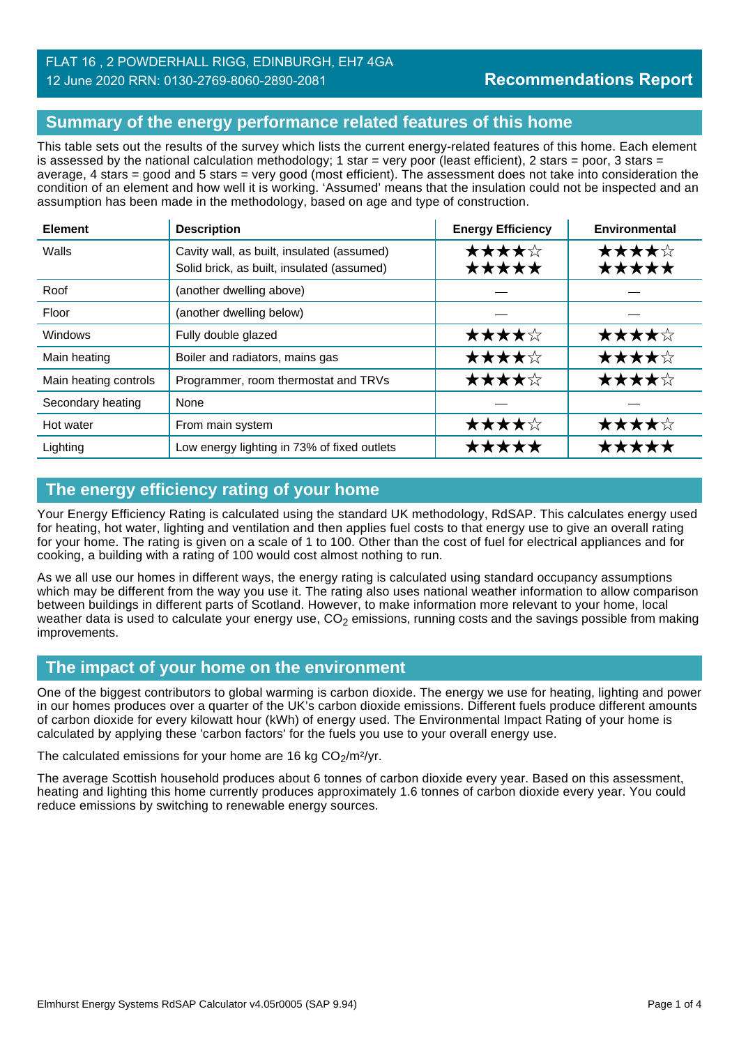FLAT 16 , 2 POWDERHALL RIGG, EDINBURGH, EH7 4GA
12 June 2020 RRN: 0130-2769-8060-2890-2081

**Recommendations Report**

## Summary of the energy performance related features of this home

This table sets out the results of the survey which lists the current energy-related features of this home. Each element is assessed by the national calculation methodology; 1 star = very poor (least efficient), 2 stars = poor, 3 stars = average, 4 stars = good and 5 stars = very good (most efficient). The assessment does not take into consideration the condition of an element and how well it is working. 'Assumed' means that the insulation could not be inspected and an assumption has been made in the methodology, based on age and type of construction.

| Element | Description | Energy Efficiency | Environmental |
|---|---|---|---|
| Walls | Cavity wall, as built, insulated (assumed)<br>Solid brick, as built, insulated (assumed) | ★★★★☆<br>★★★★★ | ★★★★☆<br>★★★★★ |
| Roof | (another dwelling above) | — | — |
| Floor | (another dwelling below) | — | — |
| Windows | Fully double glazed | ★★★★☆ | ★★★★☆ |
| Main heating | Boiler and radiators, mains gas | ★★★★☆ | ★★★★☆ |
| Main heating controls | Programmer, room thermostat and TRVs | ★★★★☆ | ★★★★☆ |
| Secondary heating | None | — | — |
| Hot water | From main system | ★★★★☆ | ★★★★☆ |
| Lighting | Low energy lighting in 73% of fixed outlets | ★★★★★ | ★★★★★ |

## The energy efficiency rating of your home

Your Energy Efficiency Rating is calculated using the standard UK methodology, RdSAP. This calculates energy used for heating, hot water, lighting and ventilation and then applies fuel costs to that energy use to give an overall rating for your home. The rating is given on a scale of 1 to 100. Other than the cost of fuel for electrical appliances and for cooking, a building with a rating of 100 would cost almost nothing to run.

As we all use our homes in different ways, the energy rating is calculated using standard occupancy assumptions which may be different from the way you use it. The rating also uses national weather information to allow comparison between buildings in different parts of Scotland. However, to make information more relevant to your home, local weather data is used to calculate your energy use, $CO_2$ emissions, running costs and the savings possible from making improvements.

## The impact of your home on the environment

One of the biggest contributors to global warming is carbon dioxide. The energy we use for heating, lighting and power in our homes produces over a quarter of the UK's carbon dioxide emissions. Different fuels produce different amounts of carbon dioxide for every kilowatt hour (kWh) of energy used. The Environmental Impact Rating of your home is calculated by applying these 'carbon factors' for the fuels you use to your overall energy use.

The calculated emissions for your home are 16 kg $CO_2/m^2/yr$.

The average Scottish household produces about 6 tonnes of carbon dioxide every year. Based on this assessment, heating and lighting this home currently produces approximately 1.6 tonnes of carbon dioxide every year. You could reduce emissions by switching to renewable energy sources.

Elmhurst Energy Systems RdSAP Calculator v4.05r0005 (SAP 9.94)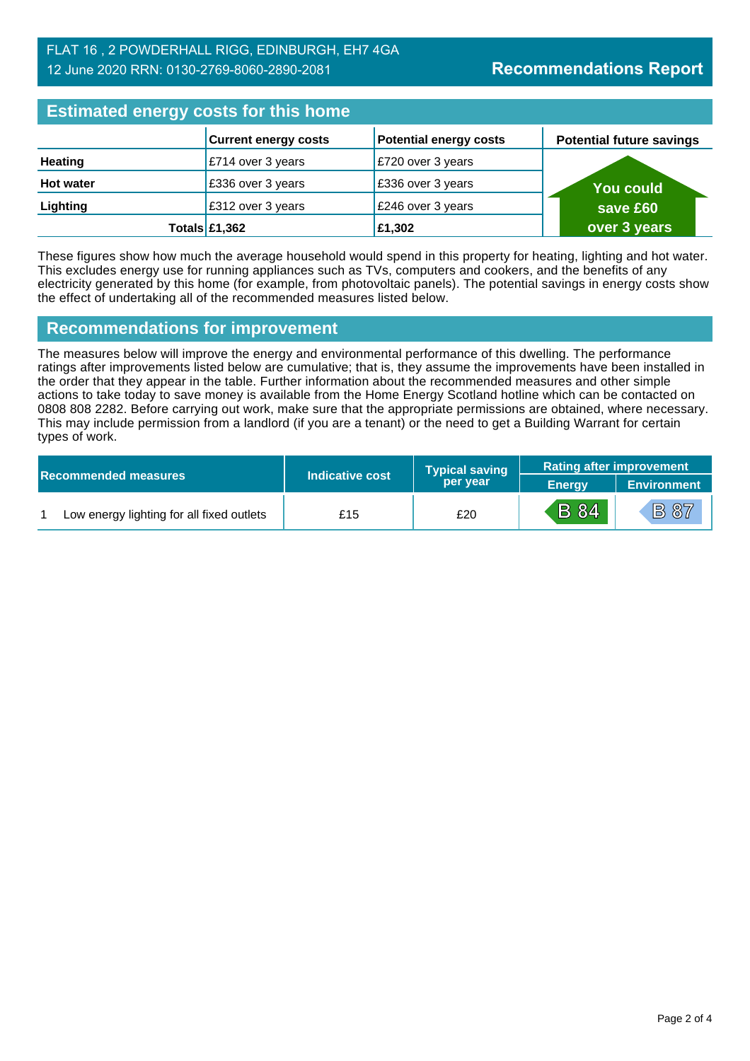FLAT 16 , 2 POWDERHALL RIGG, EDINBURGH, EH7 4GA
12 June 2020 RRN: 0130-2769-8060-2890-2081

**Recommendations Report**

## Estimated energy costs for this home

| | Current energy costs | Potential energy costs | Potential future savings |
|---|---|---|---|
| **Heating** | £714 over 3 years | £720 over 3 years | You could save £60 over 3 years |
| **Hot water** | £336 over 3 years | £336 over 3 years | |
| **Lighting** | £312 over 3 years | £246 over 3 years | |
| **Totals** | **£1,362** | **£1,302** | |

These figures show how much the average household would spend in this property for heating, lighting and hot water. This excludes energy use for running appliances such as TVs, computers and cookers, and the benefits of any electricity generated by this home (for example, from photovoltaic panels). The potential savings in energy costs show the effect of undertaking all of the recommended measures listed below.

## Recommendations for improvement

The measures below will improve the energy and environmental performance of this dwelling. The performance ratings after improvements listed below are cumulative; that is, they assume the improvements have been installed in the order that they appear in the table. Further information about the recommended measures and other simple actions to take today to save money is available from the Home Energy Scotland hotline which can be contacted on 0808 808 2282. Before carrying out work, make sure that the appropriate permissions are obtained, where necessary. This may include permission from a landlord (if you are a tenant) or the need to get a Building Warrant for certain types of work.

| Recommended measures | Indicative cost | Typical saving per year | Rating after improvement | |
|---|---|---|---|---|
| | | | Energy | Environment |
| 1 Low energy lighting for all fixed outlets | £15 | £20 | B 84 | B 87 |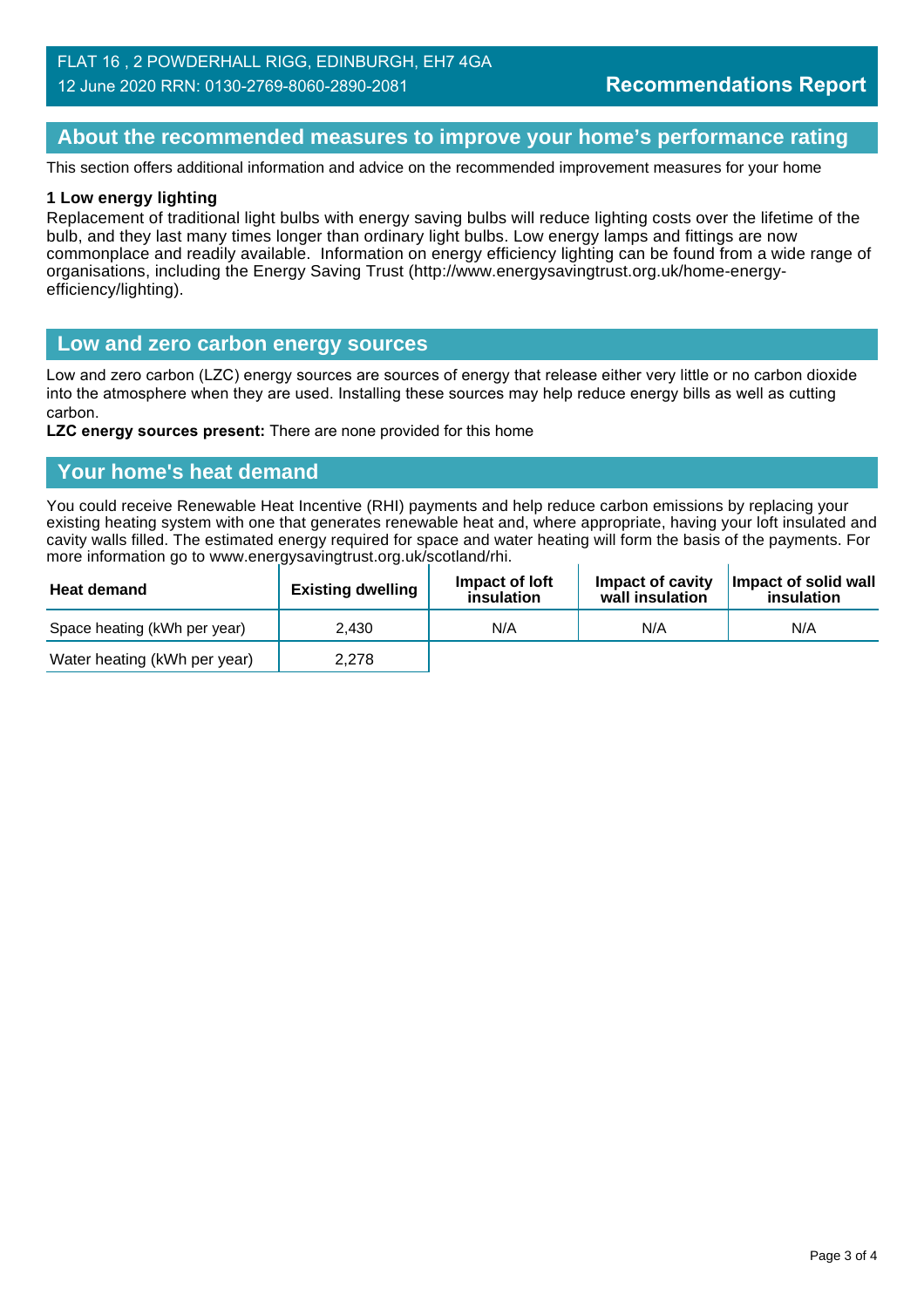## About the recommended measures to improve your home's performance rating

This section offers additional information and advice on the recommended improvement measures for your home

**1 Low energy lighting**

Replacement of traditional light bulbs with energy saving bulbs will reduce lighting costs over the lifetime of the bulb, and they last many times longer than ordinary light bulbs. Low energy lamps and fittings are now commonplace and readily available. Information on energy efficiency lighting can be found from a wide range of organisations, including the Energy Saving Trust (http://www.energysavingtrust.org.uk/home-energy-efficiency/lighting).

## Low and zero carbon energy sources

Low and zero carbon (LZC) energy sources are sources of energy that release either very little or no carbon dioxide into the atmosphere when they are used. Installing these sources may help reduce energy bills as well as cutting carbon.

**LZC energy sources present:** There are none provided for this home

## Your home's heat demand

You could receive Renewable Heat Incentive (RHI) payments and help reduce carbon emissions by replacing your existing heating system with one that generates renewable heat and, where appropriate, having your loft insulated and cavity walls filled. The estimated energy required for space and water heating will form the basis of the payments. For more information go to www.energysavingtrust.org.uk/scotland/rhi.

| Heat demand | Existing dwelling | Impact of loft insulation | Impact of cavity wall insulation | Impact of solid wall insulation |
|---|---|---|---|---|
| Space heating (kWh per year) | 2,430 | N/A | N/A | N/A |
| Water heating (kWh per year) | 2,278 | | | |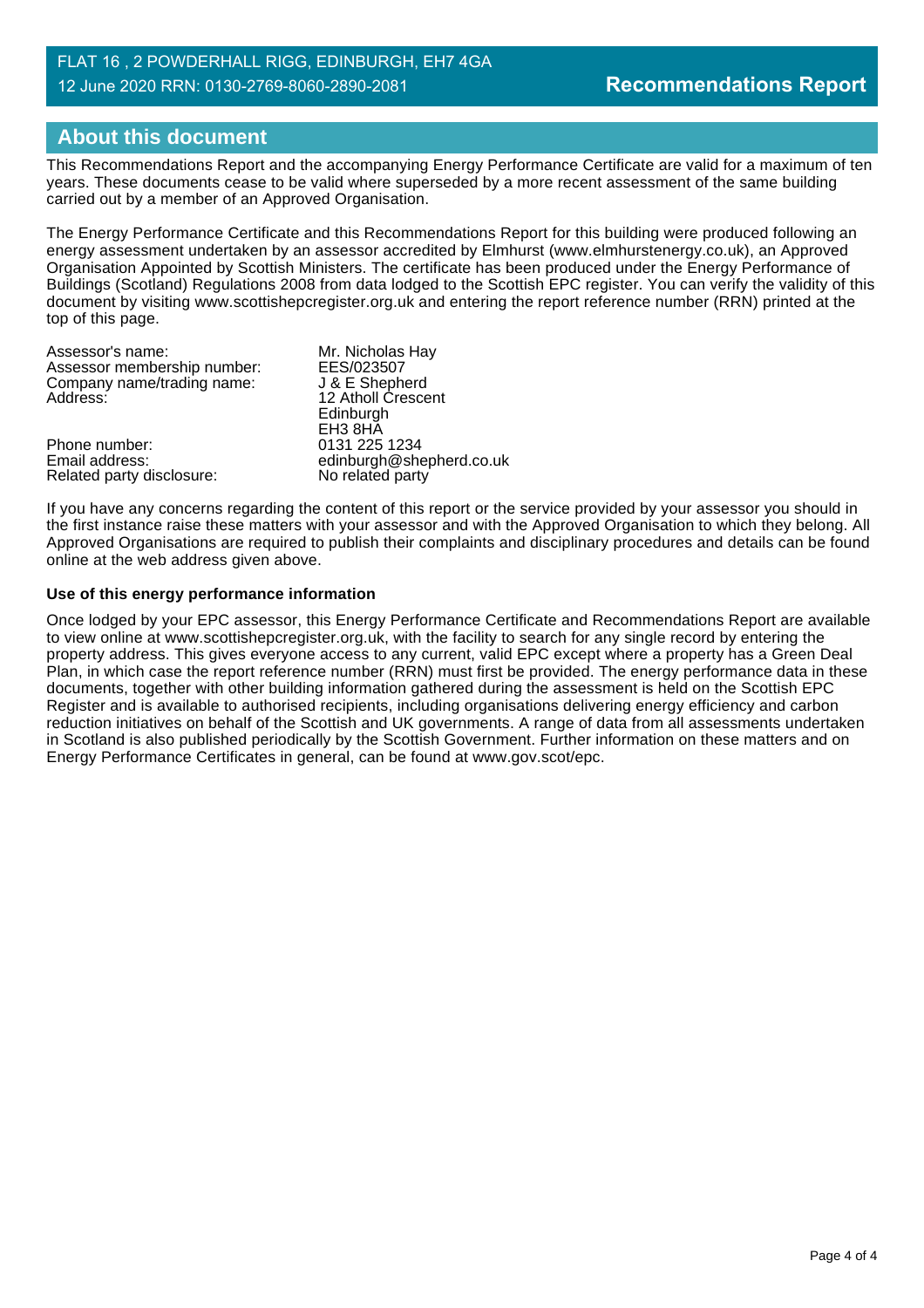## About this document

This Recommendations Report and the accompanying Energy Performance Certificate are valid for a maximum of ten years. These documents cease to be valid where superseded by a more recent assessment of the same building carried out by a member of an Approved Organisation.

The Energy Performance Certificate and this Recommendations Report for this building were produced following an energy assessment undertaken by an assessor accredited by Elmhurst (www.elmhurstenergy.co.uk), an Approved Organisation Appointed by Scottish Ministers. The certificate has been produced under the Energy Performance of Buildings (Scotland) Regulations 2008 from data lodged to the Scottish EPC register. You can verify the validity of this document by visiting www.scottishepcregister.org.uk and entering the report reference number (RRN) printed at the top of this page.

| | |
|---|---|
| Assessor's name: | Mr. Nicholas Hay |
| Assessor membership number: | EES/023507 |
| Company name/trading name: | J & E Shepherd |
| Address: | 12 Atholl Crescent<br>Edinburgh<br>EH3 8HA |
| Phone number: | 0131 225 1234 |
| Email address: | edinburgh@shepherd.co.uk |
| Related party disclosure: | No related party |

If you have any concerns regarding the content of this report or the service provided by your assessor you should in the first instance raise these matters with your assessor and with the Approved Organisation to which they belong. All Approved Organisations are required to publish their complaints and disciplinary procedures and details can be found online at the web address given above.

**Use of this energy performance information**

Once lodged by your EPC assessor, this Energy Performance Certificate and Recommendations Report are available to view online at www.scottishepcregister.org.uk, with the facility to search for any single record by entering the property address. This gives everyone access to any current, valid EPC except where a property has a Green Deal Plan, in which case the report reference number (RRN) must first be provided. The energy performance data in these documents, together with other building information gathered during the assessment is held on the Scottish EPC Register and is available to authorised recipients, including organisations delivering energy efficiency and carbon reduction initiatives on behalf of the Scottish and UK governments. A range of data from all assessments undertaken in Scotland is also published periodically by the Scottish Government. Further information on these matters and on Energy Performance Certificates in general, can be found at www.gov.scot/epc.